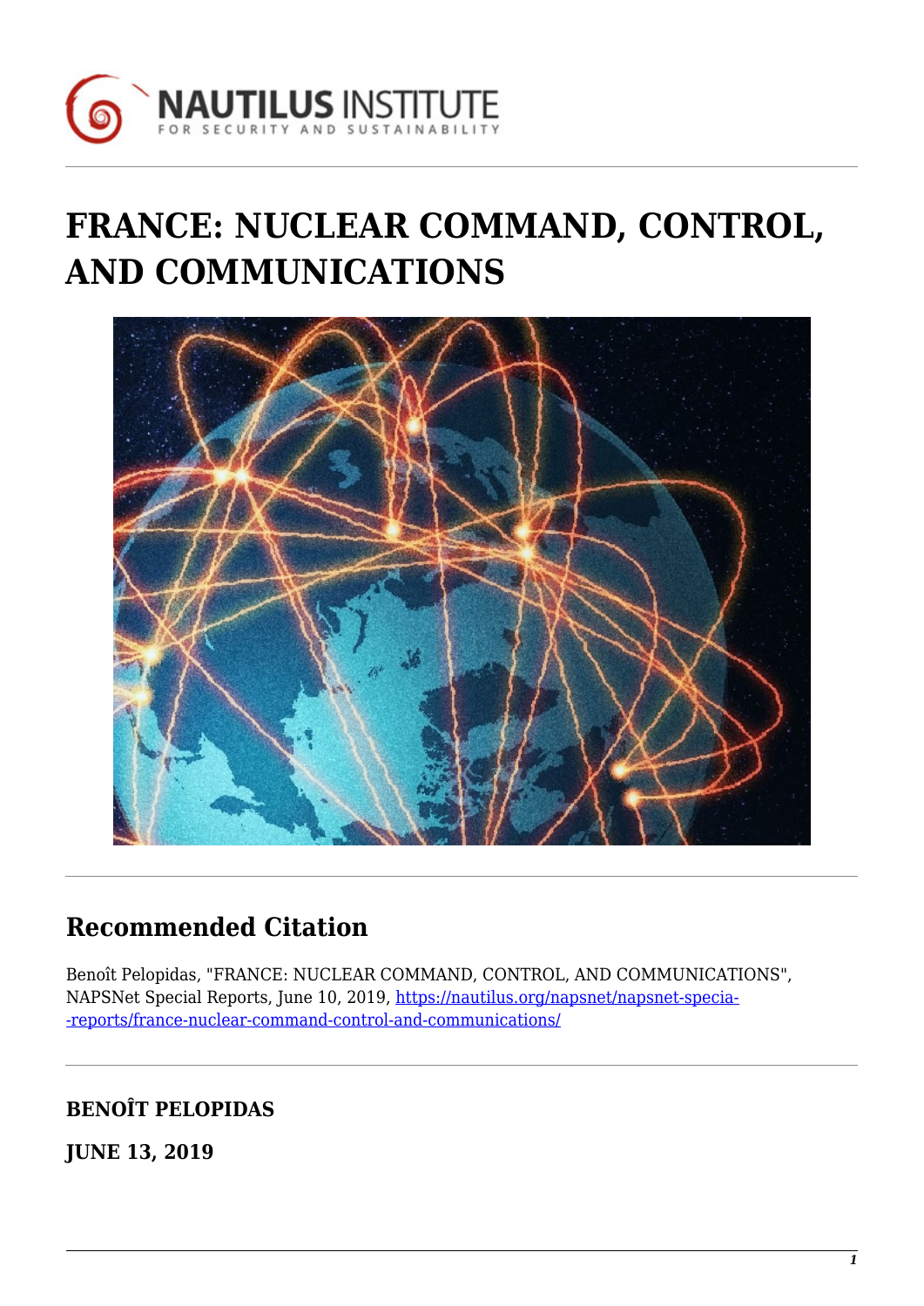# FRANCE: NUCLEAR COMMAND, CONTROL, AND COMMUNICATIONS

## Recommended Citation

Benoît Pelopidas, "FRANCE: NUCLEAR COMMAND, CONTROL, AND COMMUNICATIONS", NAPSNet Special Reports, June 10, 2019, https://nautilus.org/napsnet/napsnet-specia--reports/france-nuclear-command-control-and-communications/

**BENOÎT PELOPIDAS**

**JUNE 13, 2019**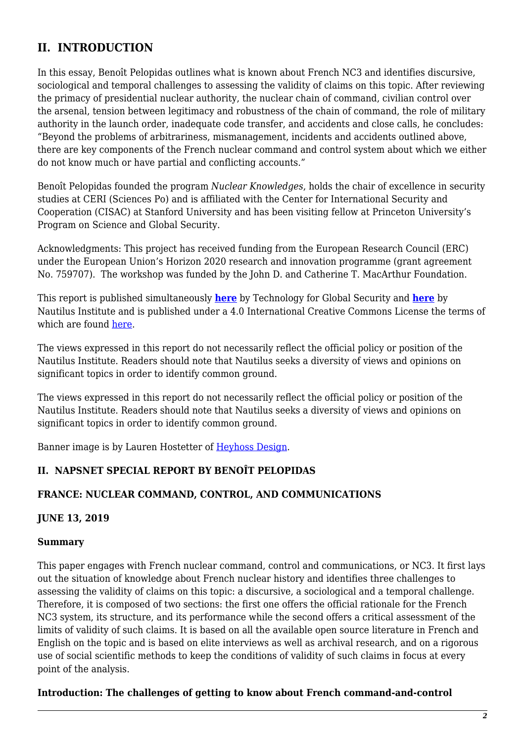## II. INTRODUCTION

In this essay, Benoît Pelopidas outlines what is known about French NC3 and identifies discursive, sociological and temporal challenges to assessing the validity of claims on this topic. After reviewing the primacy of presidential nuclear authority, the nuclear chain of command, civilian control over the arsenal, tension between legitimacy and robustness of the chain of command, the role of military authority in the launch order, inadequate code transfer, and accidents and close calls, he concludes: "Beyond the problems of arbitrariness, mismanagement, incidents and accidents outlined above, there are key components of the French nuclear command and control system about which we either do not know much or have partial and conflicting accounts."

Benoît Pelopidas founded the program *Nuclear Knowledges*, holds the chair of excellence in security studies at CERI (Sciences Po) and is affiliated with the Center for International Security and Cooperation (CISAC) at Stanford University and has been visiting fellow at Princeton University's Program on Science and Global Security.

Acknowledgments: This project has received funding from the European Research Council (ERC) under the European Union's Horizon 2020 research and innovation programme (grant agreement No. 759707). The workshop was funded by the John D. and Catherine T. MacArthur Foundation.

This report is published simultaneously **here** by Technology for Global Security and **here** by Nautilus Institute and is published under a 4.0 International Creative Commons License the terms of which are found here.

The views expressed in this report do not necessarily reflect the official policy or position of the Nautilus Institute. Readers should note that Nautilus seeks a diversity of views and opinions on significant topics in order to identify common ground.

The views expressed in this report do not necessarily reflect the official policy or position of the Nautilus Institute. Readers should note that Nautilus seeks a diversity of views and opinions on significant topics in order to identify common ground.

Banner image is by Lauren Hostetter of Heyhoss Design.

### II. NAPSNET SPECIAL REPORT BY BENOÎT PELOPIDAS

### FRANCE: NUCLEAR COMMAND, CONTROL, AND COMMUNICATIONS

### JUNE 13, 2019

#### Summary

This paper engages with French nuclear command, control and communications, or NC3. It first lays out the situation of knowledge about French nuclear history and identifies three challenges to assessing the validity of claims on this topic: a discursive, a sociological and a temporal challenge. Therefore, it is composed of two sections: the first one offers the official rationale for the French NC3 system, its structure, and its performance while the second offers a critical assessment of the limits of validity of such claims. It is based on all the available open source literature in French and English on the topic and is based on elite interviews as well as archival research, and on a rigorous use of social scientific methods to keep the conditions of validity of such claims in focus at every point of the analysis.

#### Introduction: The challenges of getting to know about French command-and-control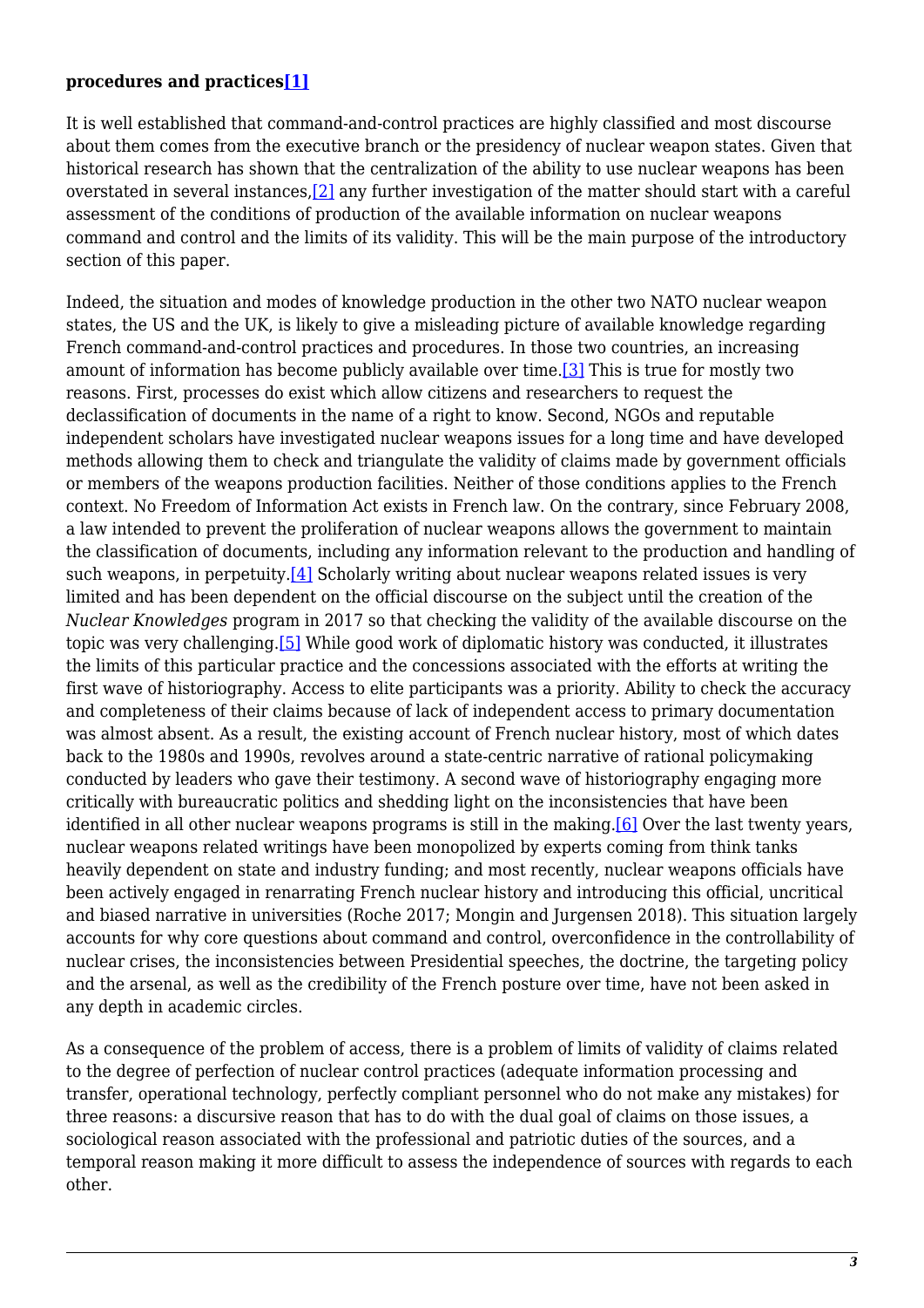**procedures and practices[1]**

It is well established that command-and-control practices are highly classified and most discourse about them comes from the executive branch or the presidency of nuclear weapon states. Given that historical research has shown that the centralization of the ability to use nuclear weapons has been overstated in several instances,[2] any further investigation of the matter should start with a careful assessment of the conditions of production of the available information on nuclear weapons command and control and the limits of its validity. This will be the main purpose of the introductory section of this paper.

Indeed, the situation and modes of knowledge production in the other two NATO nuclear weapon states, the US and the UK, is likely to give a misleading picture of available knowledge regarding French command-and-control practices and procedures. In those two countries, an increasing amount of information has become publicly available over time.[3] This is true for mostly two reasons. First, processes do exist which allow citizens and researchers to request the declassification of documents in the name of a right to know. Second, NGOs and reputable independent scholars have investigated nuclear weapons issues for a long time and have developed methods allowing them to check and triangulate the validity of claims made by government officials or members of the weapons production facilities. Neither of those conditions applies to the French context. No Freedom of Information Act exists in French law. On the contrary, since February 2008, a law intended to prevent the proliferation of nuclear weapons allows the government to maintain the classification of documents, including any information relevant to the production and handling of such weapons, in perpetuity.[4] Scholarly writing about nuclear weapons related issues is very limited and has been dependent on the official discourse on the subject until the creation of the *Nuclear Knowledges* program in 2017 so that checking the validity of the available discourse on the topic was very challenging.[5] While good work of diplomatic history was conducted, it illustrates the limits of this particular practice and the concessions associated with the efforts at writing the first wave of historiography. Access to elite participants was a priority. Ability to check the accuracy and completeness of their claims because of lack of independent access to primary documentation was almost absent. As a result, the existing account of French nuclear history, most of which dates back to the 1980s and 1990s, revolves around a state-centric narrative of rational policymaking conducted by leaders who gave their testimony. A second wave of historiography engaging more critically with bureaucratic politics and shedding light on the inconsistencies that have been identified in all other nuclear weapons programs is still in the making.[6] Over the last twenty years, nuclear weapons related writings have been monopolized by experts coming from think tanks heavily dependent on state and industry funding; and most recently, nuclear weapons officials have been actively engaged in renarrating French nuclear history and introducing this official, uncritical and biased narrative in universities (Roche 2017; Mongin and Jurgensen 2018). This situation largely accounts for why core questions about command and control, overconfidence in the controllability of nuclear crises, the inconsistencies between Presidential speeches, the doctrine, the targeting policy and the arsenal, as well as the credibility of the French posture over time, have not been asked in any depth in academic circles.

As a consequence of the problem of access, there is a problem of limits of validity of claims related to the degree of perfection of nuclear control practices (adequate information processing and transfer, operational technology, perfectly compliant personnel who do not make any mistakes) for three reasons: a discursive reason that has to do with the dual goal of claims on those issues, a sociological reason associated with the professional and patriotic duties of the sources, and a temporal reason making it more difficult to assess the independence of sources with regards to each other.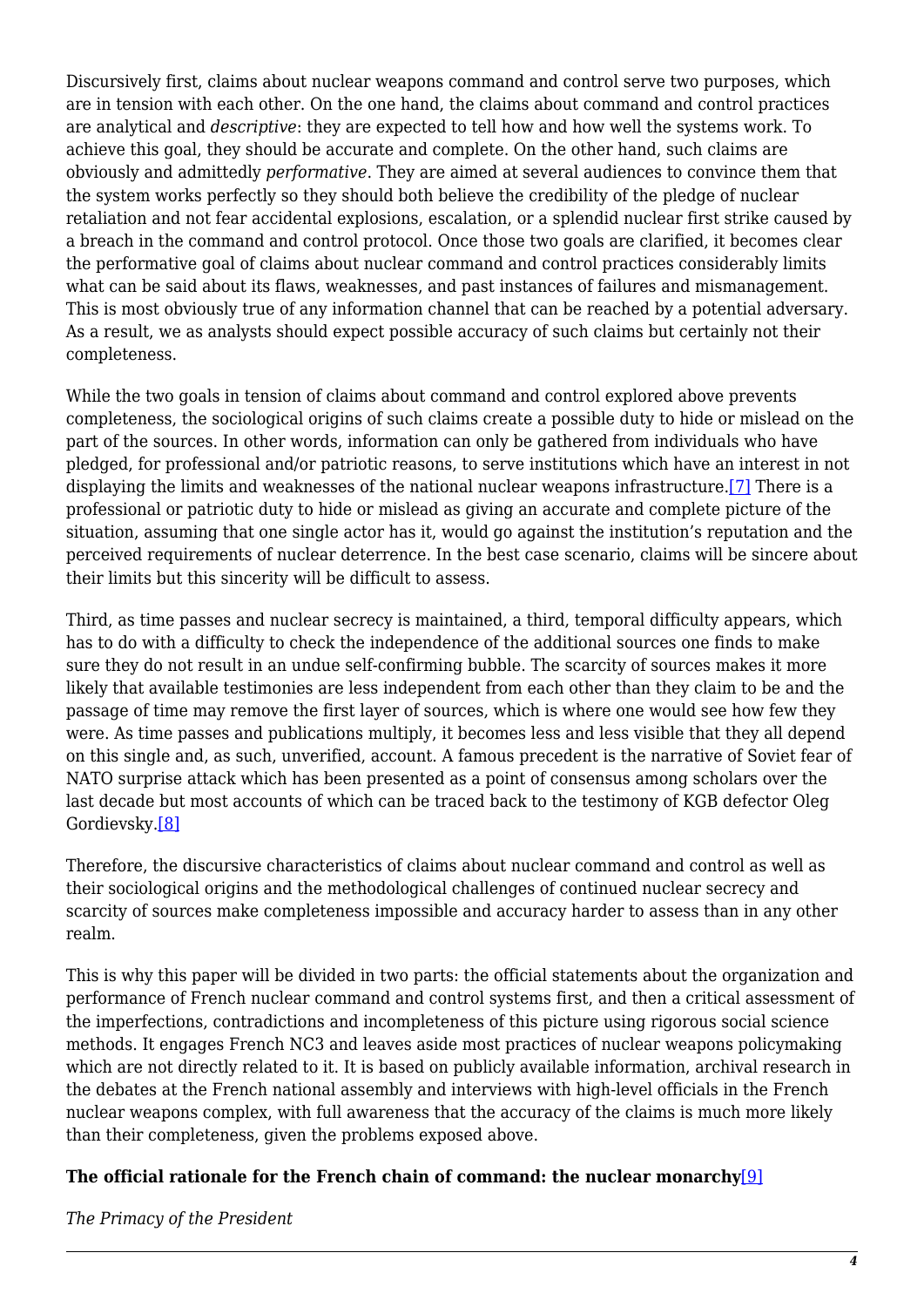Discursively first, claims about nuclear weapons command and control serve two purposes, which are in tension with each other. On the one hand, the claims about command and control practices are analytical and *descriptive*: they are expected to tell how and how well the systems work. To achieve this goal, they should be accurate and complete. On the other hand, such claims are obviously and admittedly *performative*. They are aimed at several audiences to convince them that the system works perfectly so they should both believe the credibility of the pledge of nuclear retaliation and not fear accidental explosions, escalation, or a splendid nuclear first strike caused by a breach in the command and control protocol. Once those two goals are clarified, it becomes clear the performative goal of claims about nuclear command and control practices considerably limits what can be said about its flaws, weaknesses, and past instances of failures and mismanagement. This is most obviously true of any information channel that can be reached by a potential adversary. As a result, we as analysts should expect possible accuracy of such claims but certainly not their completeness.

While the two goals in tension of claims about command and control explored above prevents completeness, the sociological origins of such claims create a possible duty to hide or mislead on the part of the sources. In other words, information can only be gathered from individuals who have pledged, for professional and/or patriotic reasons, to serve institutions which have an interest in not displaying the limits and weaknesses of the national nuclear weapons infrastructure.[7] There is a professional or patriotic duty to hide or mislead as giving an accurate and complete picture of the situation, assuming that one single actor has it, would go against the institution's reputation and the perceived requirements of nuclear deterrence. In the best case scenario, claims will be sincere about their limits but this sincerity will be difficult to assess.

Third, as time passes and nuclear secrecy is maintained, a third, temporal difficulty appears, which has to do with a difficulty to check the independence of the additional sources one finds to make sure they do not result in an undue self-confirming bubble. The scarcity of sources makes it more likely that available testimonies are less independent from each other than they claim to be and the passage of time may remove the first layer of sources, which is where one would see how few they were. As time passes and publications multiply, it becomes less and less visible that they all depend on this single and, as such, unverified, account. A famous precedent is the narrative of Soviet fear of NATO surprise attack which has been presented as a point of consensus among scholars over the last decade but most accounts of which can be traced back to the testimony of KGB defector Oleg Gordievsky.[8]

Therefore, the discursive characteristics of claims about nuclear command and control as well as their sociological origins and the methodological challenges of continued nuclear secrecy and scarcity of sources make completeness impossible and accuracy harder to assess than in any other realm.

This is why this paper will be divided in two parts: the official statements about the organization and performance of French nuclear command and control systems first, and then a critical assessment of the imperfections, contradictions and incompleteness of this picture using rigorous social science methods. It engages French NC3 and leaves aside most practices of nuclear weapons policymaking which are not directly related to it. It is based on publicly available information, archival research in the debates at the French national assembly and interviews with high-level officials in the French nuclear weapons complex, with full awareness that the accuracy of the claims is much more likely than their completeness, given the problems exposed above.

## The official rationale for the French chain of command: the nuclear monarchy[9]

### *The Primacy of the President*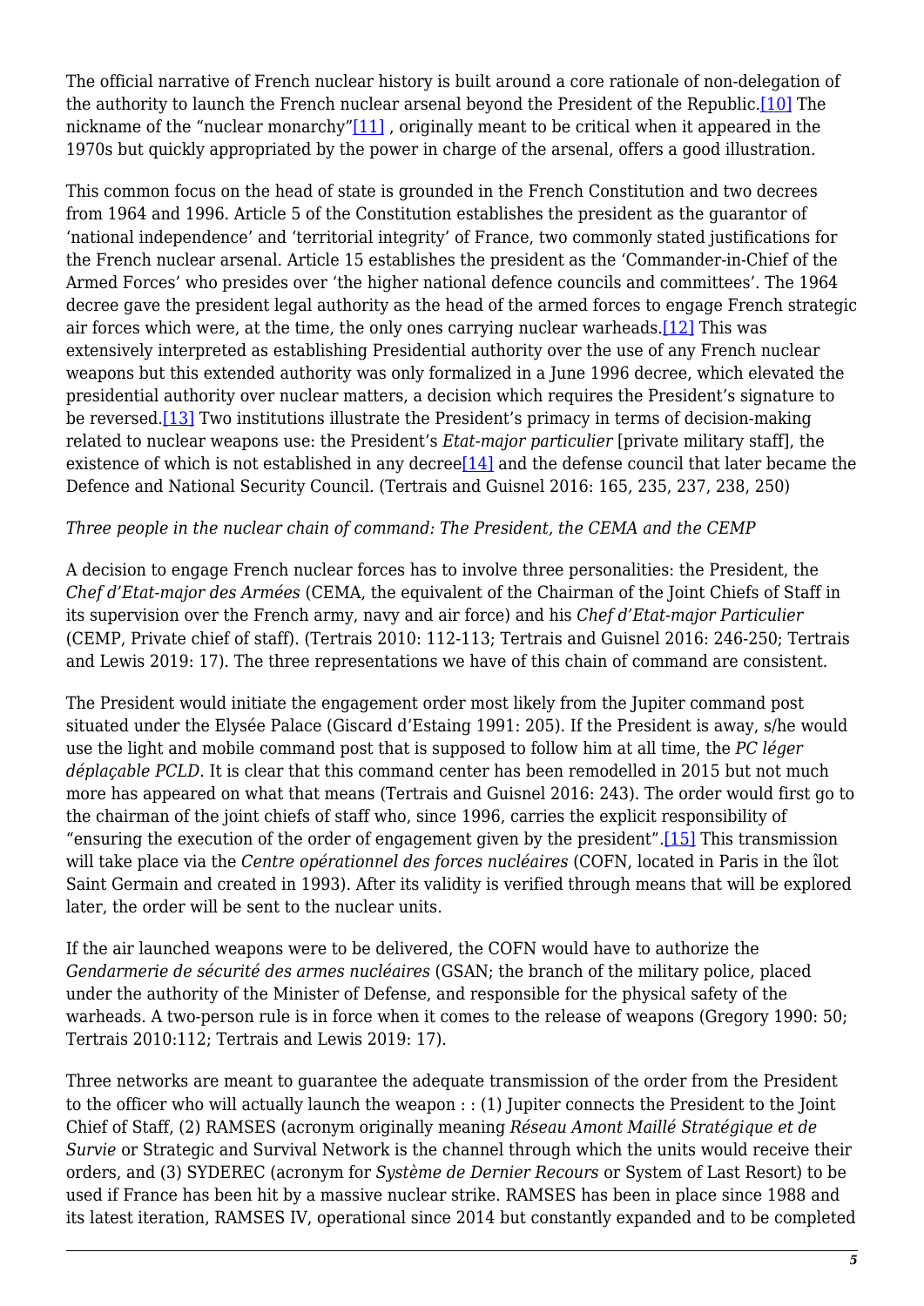The official narrative of French nuclear history is built around a core rationale of non-delegation of the authority to launch the French nuclear arsenal beyond the President of the Republic.[10] The nickname of the "nuclear monarchy"[11] , originally meant to be critical when it appeared in the 1970s but quickly appropriated by the power in charge of the arsenal, offers a good illustration.

This common focus on the head of state is grounded in the French Constitution and two decrees from 1964 and 1996. Article 5 of the Constitution establishes the president as the guarantor of 'national independence' and 'territorial integrity' of France, two commonly stated justifications for the French nuclear arsenal. Article 15 establishes the president as the 'Commander-in-Chief of the Armed Forces' who presides over 'the higher national defence councils and committees'. The 1964 decree gave the president legal authority as the head of the armed forces to engage French strategic air forces which were, at the time, the only ones carrying nuclear warheads.[12] This was extensively interpreted as establishing Presidential authority over the use of any French nuclear weapons but this extended authority was only formalized in a June 1996 decree, which elevated the presidential authority over nuclear matters, a decision which requires the President's signature to be reversed.[13] Two institutions illustrate the President's primacy in terms of decision-making related to nuclear weapons use: the President's *Etat-major particulier* [private military staff], the existence of which is not established in any decree[14] and the defense council that later became the Defence and National Security Council. (Tertrais and Guisnel 2016: 165, 235, 237, 238, 250)

*Three people in the nuclear chain of command: The President, the CEMA and the CEMP*

A decision to engage French nuclear forces has to involve three personalities: the President, the *Chef d'Etat-major des Armées* (CEMA, the equivalent of the Chairman of the Joint Chiefs of Staff in its supervision over the French army, navy and air force) and his *Chef d'Etat-major Particulier* (CEMP, Private chief of staff). (Tertrais 2010: 112-113; Tertrais and Guisnel 2016: 246-250; Tertrais and Lewis 2019: 17). The three representations we have of this chain of command are consistent.

The President would initiate the engagement order most likely from the Jupiter command post situated under the Elysée Palace (Giscard d'Estaing 1991: 205). If the President is away, s/he would use the light and mobile command post that is supposed to follow him at all time, the *PC léger déplaçable PCLD*. It is clear that this command center has been remodelled in 2015 but not much more has appeared on what that means (Tertrais and Guisnel 2016: 243). The order would first go to the chairman of the joint chiefs of staff who, since 1996, carries the explicit responsibility of "ensuring the execution of the order of engagement given by the president".[15] This transmission will take place via the *Centre opérationnel des forces nucléaires* (COFN, located in Paris in the îlot Saint Germain and created in 1993). After its validity is verified through means that will be explored later, the order will be sent to the nuclear units.

If the air launched weapons were to be delivered, the COFN would have to authorize the *Gendarmerie de sécurité des armes nucléaires* (GSAN; the branch of the military police, placed under the authority of the Minister of Defense, and responsible for the physical safety of the warheads. A two-person rule is in force when it comes to the release of weapons (Gregory 1990: 50; Tertrais 2010:112; Tertrais and Lewis 2019: 17).

Three networks are meant to guarantee the adequate transmission of the order from the President to the officer who will actually launch the weapon : : (1) Jupiter connects the President to the Joint Chief of Staff, (2) RAMSES (acronym originally meaning *Réseau Amont Maillé Stratégique et de Survie* or Strategic and Survival Network is the channel through which the units would receive their orders, and (3) SYDEREC (acronym for *Système de Dernier Recours* or System of Last Resort) to be used if France has been hit by a massive nuclear strike. RAMSES has been in place since 1988 and its latest iteration, RAMSES IV, operational since 2014 but constantly expanded and to be completed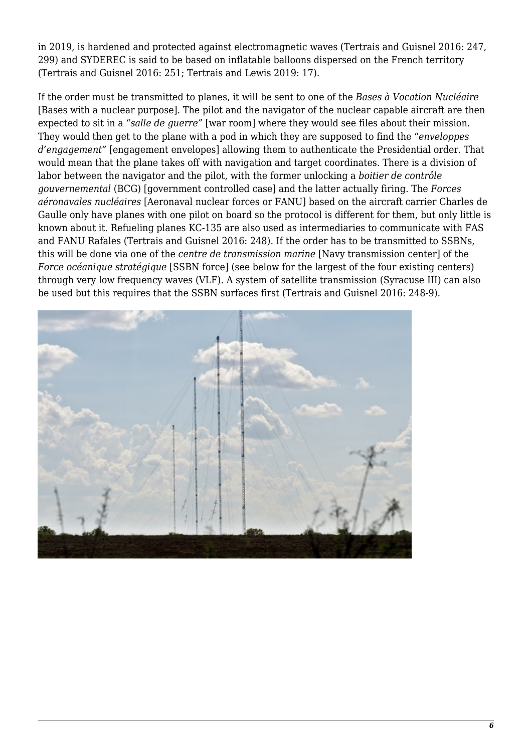in 2019, is hardened and protected against electromagnetic waves (Tertrais and Guisnel 2016: 247, 299) and SYDEREC is said to be based on inflatable balloons dispersed on the French territory (Tertrais and Guisnel 2016: 251; Tertrais and Lewis 2019: 17).

If the order must be transmitted to planes, it will be sent to one of the *Bases à Vocation Nucléaire* [Bases with a nuclear purpose]. The pilot and the navigator of the nuclear capable aircraft are then expected to sit in a "*salle de guerre*" [war room] where they would see files about their mission. They would then get to the plane with a pod in which they are supposed to find the "*enveloppes d'engagement*" [engagement envelopes] allowing them to authenticate the Presidential order. That would mean that the plane takes off with navigation and target coordinates. There is a division of labor between the navigator and the pilot, with the former unlocking a *boitier de contrôle gouvernemental* (BCG) [government controlled case] and the latter actually firing. The *Forces aéronavales nucléaires* [Aeronaval nuclear forces or FANU] based on the aircraft carrier Charles de Gaulle only have planes with one pilot on board so the protocol is different for them, but only little is known about it. Refueling planes KC-135 are also used as intermediaries to communicate with FAS and FANU Rafales (Tertrais and Guisnel 2016: 248). If the order has to be transmitted to SSBNs, this will be done via one of the *centre de transmission marine* [Navy transmission center] of the *Force océanique stratégique* [SSBN force] (see below for the largest of the four existing centers) through very low frequency waves (VLF). A system of satellite transmission (Syracuse III) can also be used but this requires that the SSBN surfaces first (Tertrais and Guisnel 2016: 248-9).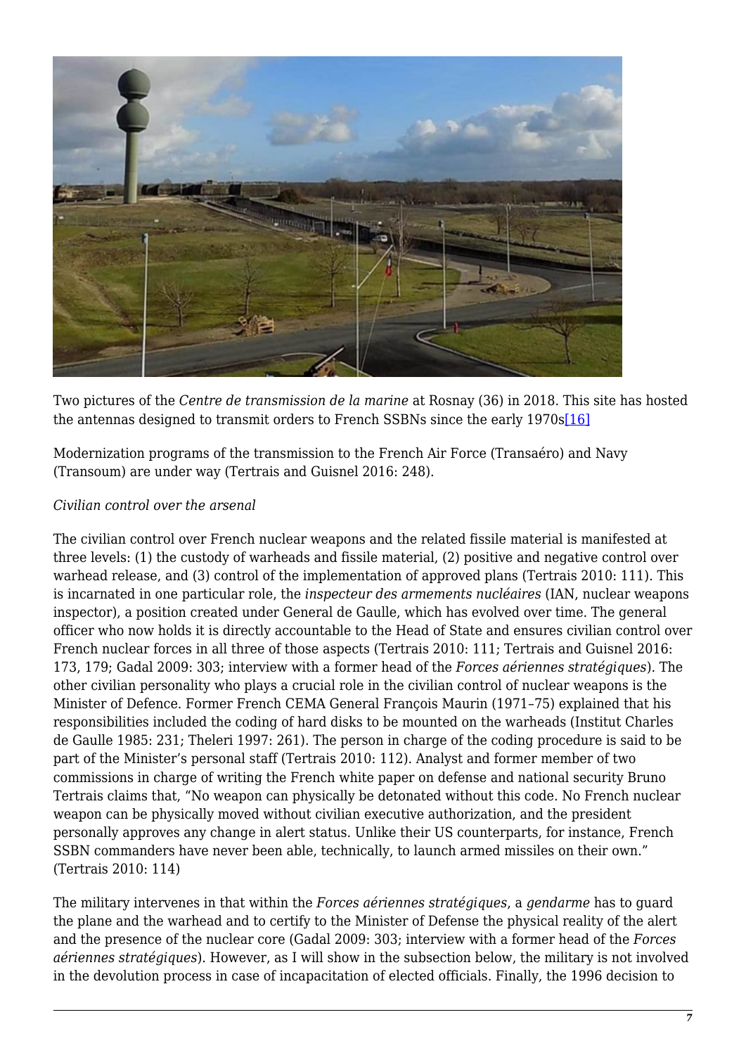Two pictures of the *Centre de transmission de la marine* at Rosnay (36) in 2018. This site has hosted the antennas designed to transmit orders to French SSBNs since the early 1970s[16]

Modernization programs of the transmission to the French Air Force (Transaéro) and Navy (Transoum) are under way (Tertrais and Guisnel 2016: 248).

*Civilian control over the arsenal*

The civilian control over French nuclear weapons and the related fissile material is manifested at three levels: (1) the custody of warheads and fissile material, (2) positive and negative control over warhead release, and (3) control of the implementation of approved plans (Tertrais 2010: 111). This is incarnated in one particular role, the *inspecteur des armements nucléaires* (IAN, nuclear weapons inspector), a position created under General de Gaulle, which has evolved over time. The general officer who now holds it is directly accountable to the Head of State and ensures civilian control over French nuclear forces in all three of those aspects (Tertrais 2010: 111; Tertrais and Guisnel 2016: 173, 179; Gadal 2009: 303; interview with a former head of the *Forces aériennes stratégiques*). The other civilian personality who plays a crucial role in the civilian control of nuclear weapons is the Minister of Defence. Former French CEMA General François Maurin (1971–75) explained that his responsibilities included the coding of hard disks to be mounted on the warheads (Institut Charles de Gaulle 1985: 231; Theleri 1997: 261). The person in charge of the coding procedure is said to be part of the Minister's personal staff (Tertrais 2010: 112). Analyst and former member of two commissions in charge of writing the French white paper on defense and national security Bruno Tertrais claims that, "No weapon can physically be detonated without this code. No French nuclear weapon can be physically moved without civilian executive authorization, and the president personally approves any change in alert status. Unlike their US counterparts, for instance, French SSBN commanders have never been able, technically, to launch armed missiles on their own." (Tertrais 2010: 114)

The military intervenes in that within the *Forces aériennes stratégiques*, a *gendarme* has to guard the plane and the warhead and to certify to the Minister of Defense the physical reality of the alert and the presence of the nuclear core (Gadal 2009: 303; interview with a former head of the *Forces aériennes stratégiques*). However, as I will show in the subsection below, the military is not involved in the devolution process in case of incapacitation of elected officials. Finally, the 1996 decision to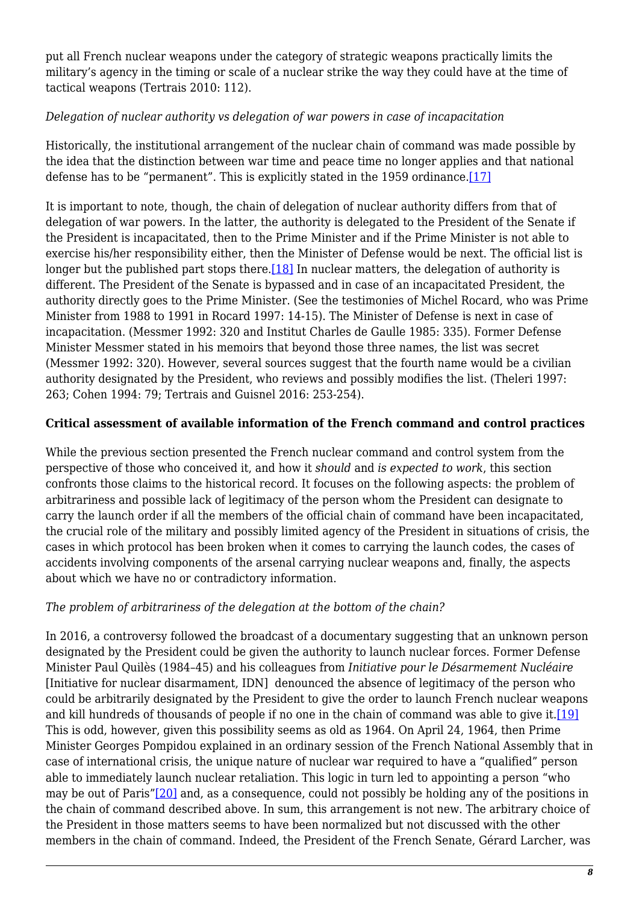put all French nuclear weapons under the category of strategic weapons practically limits the military's agency in the timing or scale of a nuclear strike the way they could have at the time of tactical weapons (Tertrais 2010: 112).

*Delegation of nuclear authority vs delegation of war powers in case of incapacitation*

Historically, the institutional arrangement of the nuclear chain of command was made possible by the idea that the distinction between war time and peace time no longer applies and that national defense has to be "permanent". This is explicitly stated in the 1959 ordinance.[17]

It is important to note, though, the chain of delegation of nuclear authority differs from that of delegation of war powers. In the latter, the authority is delegated to the President of the Senate if the President is incapacitated, then to the Prime Minister and if the Prime Minister is not able to exercise his/her responsibility either, then the Minister of Defense would be next. The official list is longer but the published part stops there.[18] In nuclear matters, the delegation of authority is different. The President of the Senate is bypassed and in case of an incapacitated President, the authority directly goes to the Prime Minister. (See the testimonies of Michel Rocard, who was Prime Minister from 1988 to 1991 in Rocard 1997: 14-15). The Minister of Defense is next in case of incapacitation. (Messmer 1992: 320 and Institut Charles de Gaulle 1985: 335). Former Defense Minister Messmer stated in his memoirs that beyond those three names, the list was secret (Messmer 1992: 320). However, several sources suggest that the fourth name would be a civilian authority designated by the President, who reviews and possibly modifies the list. (Theleri 1997: 263; Cohen 1994: 79; Tertrais and Guisnel 2016: 253-254).

**Critical assessment of available information of the French command and control practices**

While the previous section presented the French nuclear command and control system from the perspective of those who conceived it, and how it *should* and *is expected to work*, this section confronts those claims to the historical record. It focuses on the following aspects: the problem of arbitrariness and possible lack of legitimacy of the person whom the President can designate to carry the launch order if all the members of the official chain of command have been incapacitated, the crucial role of the military and possibly limited agency of the President in situations of crisis, the cases in which protocol has been broken when it comes to carrying the launch codes, the cases of accidents involving components of the arsenal carrying nuclear weapons and, finally, the aspects about which we have no or contradictory information.

*The problem of arbitrariness of the delegation at the bottom of the chain?*

In 2016, a controversy followed the broadcast of a documentary suggesting that an unknown person designated by the President could be given the authority to launch nuclear forces. Former Defense Minister Paul Quilès (1984–45) and his colleagues from *Initiative pour le Désarmement Nucléaire* [Initiative for nuclear disarmament, IDN] denounced the absence of legitimacy of the person who could be arbitrarily designated by the President to give the order to launch French nuclear weapons and kill hundreds of thousands of people if no one in the chain of command was able to give it.[19] This is odd, however, given this possibility seems as old as 1964. On April 24, 1964, then Prime Minister Georges Pompidou explained in an ordinary session of the French National Assembly that in case of international crisis, the unique nature of nuclear war required to have a "qualified" person able to immediately launch nuclear retaliation. This logic in turn led to appointing a person "who may be out of Paris"[20] and, as a consequence, could not possibly be holding any of the positions in the chain of command described above. In sum, this arrangement is not new. The arbitrary choice of the President in those matters seems to have been normalized but not discussed with the other members in the chain of command. Indeed, the President of the French Senate, Gérard Larcher, was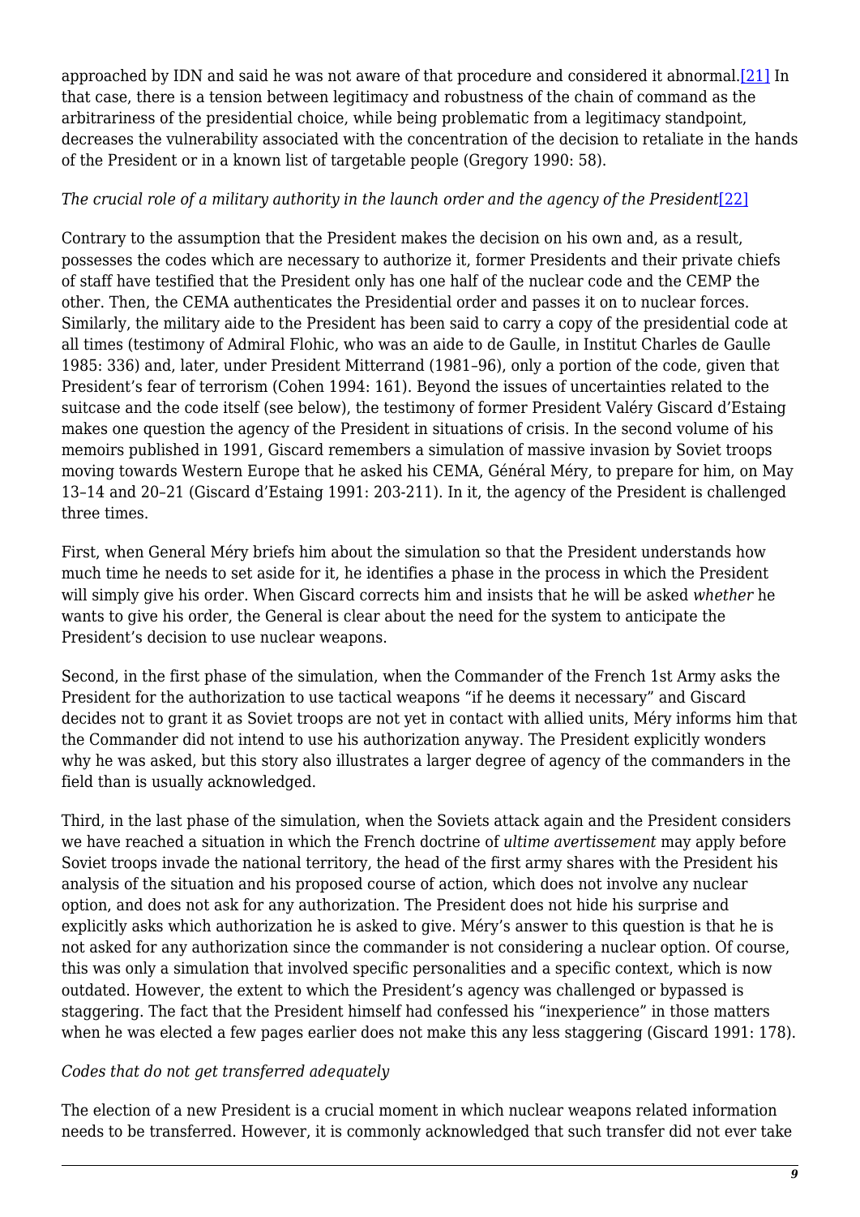approached by IDN and said he was not aware of that procedure and considered it abnormal.[21] In that case, there is a tension between legitimacy and robustness of the chain of command as the arbitrariness of the presidential choice, while being problematic from a legitimacy standpoint, decreases the vulnerability associated with the concentration of the decision to retaliate in the hands of the President or in a known list of targetable people (Gregory 1990: 58).

*The crucial role of a military authority in the launch order and the agency of the President*[22]

Contrary to the assumption that the President makes the decision on his own and, as a result, possesses the codes which are necessary to authorize it, former Presidents and their private chiefs of staff have testified that the President only has one half of the nuclear code and the CEMP the other. Then, the CEMA authenticates the Presidential order and passes it on to nuclear forces. Similarly, the military aide to the President has been said to carry a copy of the presidential code at all times (testimony of Admiral Flohic, who was an aide to de Gaulle, in Institut Charles de Gaulle 1985: 336) and, later, under President Mitterrand (1981–96), only a portion of the code, given that President's fear of terrorism (Cohen 1994: 161). Beyond the issues of uncertainties related to the suitcase and the code itself (see below), the testimony of former President Valéry Giscard d'Estaing makes one question the agency of the President in situations of crisis. In the second volume of his memoirs published in 1991, Giscard remembers a simulation of massive invasion by Soviet troops moving towards Western Europe that he asked his CEMA, Général Méry, to prepare for him, on May 13–14 and 20–21 (Giscard d'Estaing 1991: 203-211). In it, the agency of the President is challenged three times.

First, when General Méry briefs him about the simulation so that the President understands how much time he needs to set aside for it, he identifies a phase in the process in which the President will simply give his order. When Giscard corrects him and insists that he will be asked *whether* he wants to give his order, the General is clear about the need for the system to anticipate the President's decision to use nuclear weapons.

Second, in the first phase of the simulation, when the Commander of the French 1st Army asks the President for the authorization to use tactical weapons "if he deems it necessary" and Giscard decides not to grant it as Soviet troops are not yet in contact with allied units, Méry informs him that the Commander did not intend to use his authorization anyway. The President explicitly wonders why he was asked, but this story also illustrates a larger degree of agency of the commanders in the field than is usually acknowledged.

Third, in the last phase of the simulation, when the Soviets attack again and the President considers we have reached a situation in which the French doctrine of *ultime avertissement* may apply before Soviet troops invade the national territory, the head of the first army shares with the President his analysis of the situation and his proposed course of action, which does not involve any nuclear option, and does not ask for any authorization. The President does not hide his surprise and explicitly asks which authorization he is asked to give. Méry's answer to this question is that he is not asked for any authorization since the commander is not considering a nuclear option. Of course, this was only a simulation that involved specific personalities and a specific context, which is now outdated. However, the extent to which the President's agency was challenged or bypassed is staggering. The fact that the President himself had confessed his "inexperience" in those matters when he was elected a few pages earlier does not make this any less staggering (Giscard 1991: 178).

*Codes that do not get transferred adequately*

The election of a new President is a crucial moment in which nuclear weapons related information needs to be transferred. However, it is commonly acknowledged that such transfer did not ever take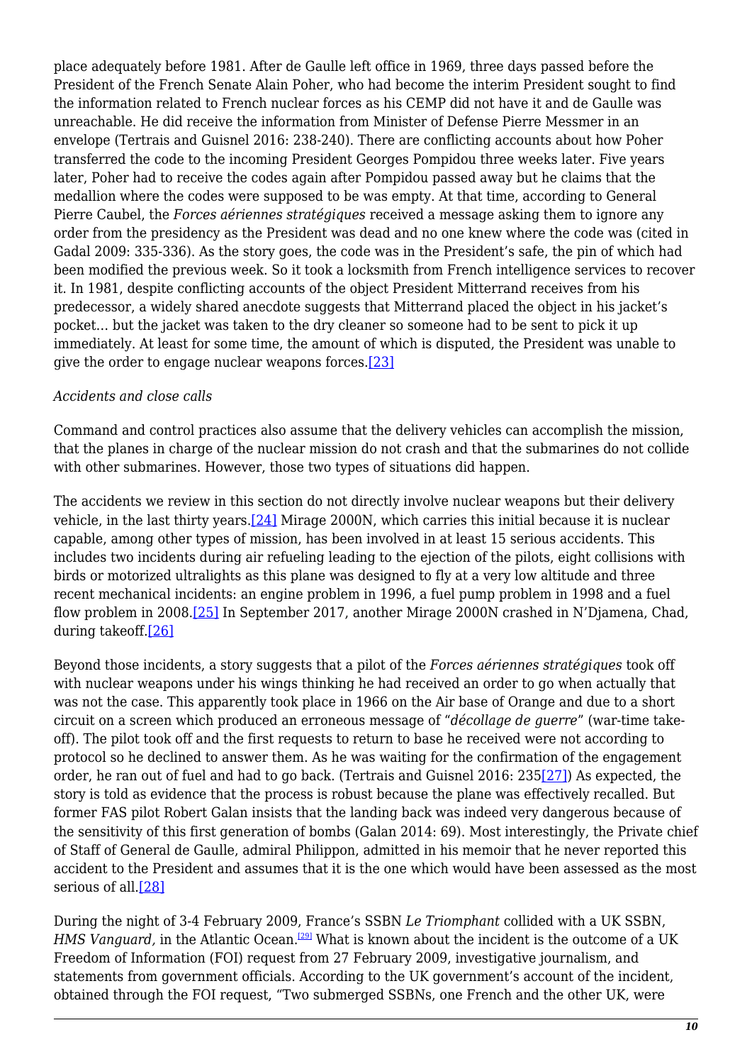place adequately before 1981. After de Gaulle left office in 1969, three days passed before the President of the French Senate Alain Poher, who had become the interim President sought to find the information related to French nuclear forces as his CEMP did not have it and de Gaulle was unreachable. He did receive the information from Minister of Defense Pierre Messmer in an envelope (Tertrais and Guisnel 2016: 238-240). There are conflicting accounts about how Poher transferred the code to the incoming President Georges Pompidou three weeks later. Five years later, Poher had to receive the codes again after Pompidou passed away but he claims that the medallion where the codes were supposed to be was empty. At that time, according to General Pierre Caubel, the *Forces aériennes stratégiques* received a message asking them to ignore any order from the presidency as the President was dead and no one knew where the code was (cited in Gadal 2009: 335-336). As the story goes, the code was in the President's safe, the pin of which had been modified the previous week. So it took a locksmith from French intelligence services to recover it. In 1981, despite conflicting accounts of the object President Mitterrand receives from his predecessor, a widely shared anecdote suggests that Mitterrand placed the object in his jacket's pocket… but the jacket was taken to the dry cleaner so someone had to be sent to pick it up immediately. At least for some time, the amount of which is disputed, the President was unable to give the order to engage nuclear weapons forces.[23]

*Accidents and close calls*

Command and control practices also assume that the delivery vehicles can accomplish the mission, that the planes in charge of the nuclear mission do not crash and that the submarines do not collide with other submarines. However, those two types of situations did happen.

The accidents we review in this section do not directly involve nuclear weapons but their delivery vehicle, in the last thirty years.[24] Mirage 2000N, which carries this initial because it is nuclear capable, among other types of mission, has been involved in at least 15 serious accidents. This includes two incidents during air refueling leading to the ejection of the pilots, eight collisions with birds or motorized ultralights as this plane was designed to fly at a very low altitude and three recent mechanical incidents: an engine problem in 1996, a fuel pump problem in 1998 and a fuel flow problem in 2008.[25] In September 2017, another Mirage 2000N crashed in N'Djamena, Chad, during takeoff.[26]

Beyond those incidents, a story suggests that a pilot of the *Forces aériennes stratégiques* took off with nuclear weapons under his wings thinking he had received an order to go when actually that was not the case. This apparently took place in 1966 on the Air base of Orange and due to a short circuit on a screen which produced an erroneous message of "*décollage de guerre*" (war-time take-off). The pilot took off and the first requests to return to base he received were not according to protocol so he declined to answer them. As he was waiting for the confirmation of the engagement order, he ran out of fuel and had to go back. (Tertrais and Guisnel 2016: 235[27]) As expected, the story is told as evidence that the process is robust because the plane was effectively recalled. But former FAS pilot Robert Galan insists that the landing back was indeed very dangerous because of the sensitivity of this first generation of bombs (Galan 2014: 69). Most interestingly, the Private chief of Staff of General de Gaulle, admiral Philippon, admitted in his memoir that he never reported this accident to the President and assumes that it is the one which would have been assessed as the most serious of all.[28]

During the night of 3-4 February 2009, France's SSBN *Le Triomphant* collided with a UK SSBN, *HMS Vanguard,* in the Atlantic Ocean.[29] What is known about the incident is the outcome of a UK Freedom of Information (FOI) request from 27 February 2009, investigative journalism, and statements from government officials. According to the UK government's account of the incident, obtained through the FOI request, "Two submerged SSBNs, one French and the other UK, were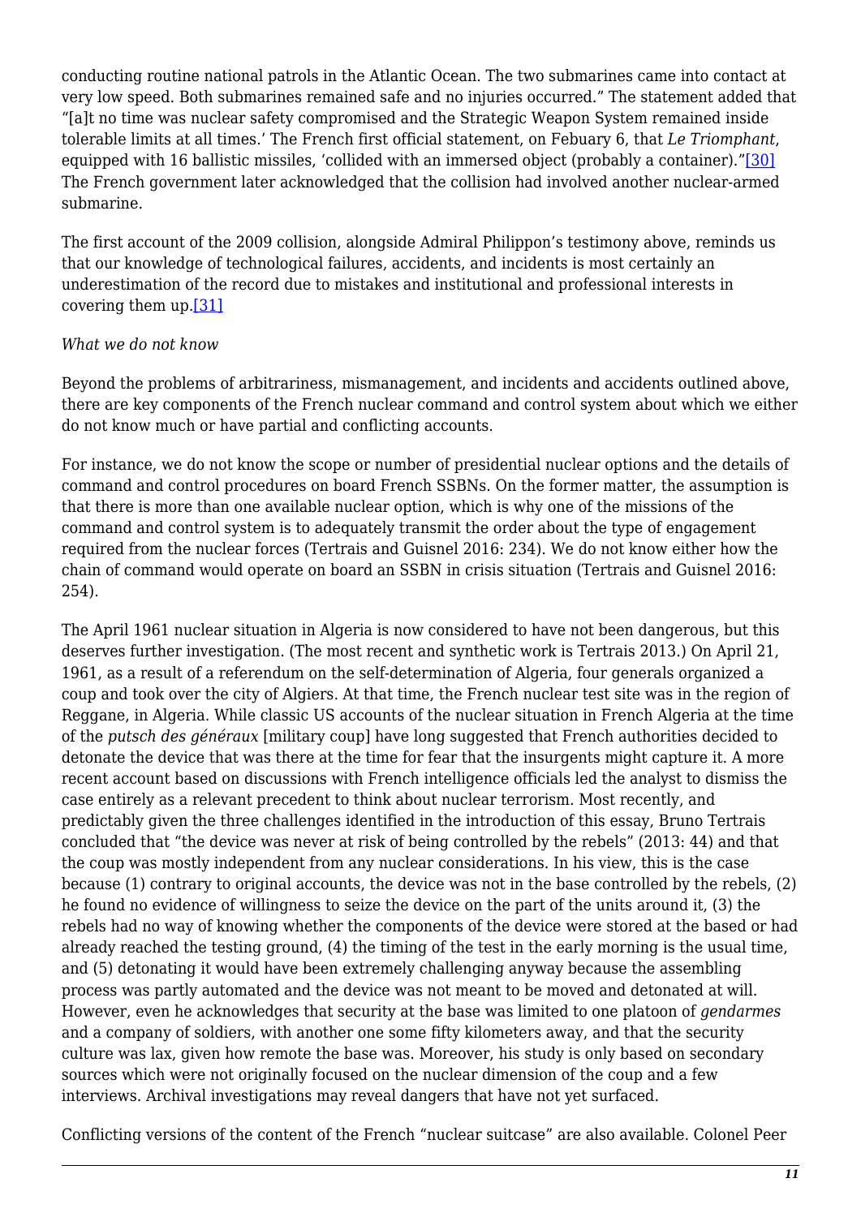conducting routine national patrols in the Atlantic Ocean. The two submarines came into contact at very low speed. Both submarines remained safe and no injuries occurred." The statement added that "[a]t no time was nuclear safety compromised and the Strategic Weapon System remained inside tolerable limits at all times.' The French first official statement, on Febuary 6, that *Le Triomphant*, equipped with 16 ballistic missiles, 'collided with an immersed object (probably a container)."[30] The French government later acknowledged that the collision had involved another nuclear-armed submarine.

The first account of the 2009 collision, alongside Admiral Philippon's testimony above, reminds us that our knowledge of technological failures, accidents, and incidents is most certainly an underestimation of the record due to mistakes and institutional and professional interests in covering them up.[31]

*What we do not know*

Beyond the problems of arbitrariness, mismanagement, and incidents and accidents outlined above, there are key components of the French nuclear command and control system about which we either do not know much or have partial and conflicting accounts.

For instance, we do not know the scope or number of presidential nuclear options and the details of command and control procedures on board French SSBNs. On the former matter, the assumption is that there is more than one available nuclear option, which is why one of the missions of the command and control system is to adequately transmit the order about the type of engagement required from the nuclear forces (Tertrais and Guisnel 2016: 234). We do not know either how the chain of command would operate on board an SSBN in crisis situation (Tertrais and Guisnel 2016: 254).

The April 1961 nuclear situation in Algeria is now considered to have not been dangerous, but this deserves further investigation. (The most recent and synthetic work is Tertrais 2013.) On April 21, 1961, as a result of a referendum on the self-determination of Algeria, four generals organized a coup and took over the city of Algiers. At that time, the French nuclear test site was in the region of Reggane, in Algeria. While classic US accounts of the nuclear situation in French Algeria at the time of the *putsch des généraux* [military coup] have long suggested that French authorities decided to detonate the device that was there at the time for fear that the insurgents might capture it. A more recent account based on discussions with French intelligence officials led the analyst to dismiss the case entirely as a relevant precedent to think about nuclear terrorism. Most recently, and predictably given the three challenges identified in the introduction of this essay, Bruno Tertrais concluded that "the device was never at risk of being controlled by the rebels" (2013: 44) and that the coup was mostly independent from any nuclear considerations. In his view, this is the case because (1) contrary to original accounts, the device was not in the base controlled by the rebels, (2) he found no evidence of willingness to seize the device on the part of the units around it, (3) the rebels had no way of knowing whether the components of the device were stored at the based or had already reached the testing ground, (4) the timing of the test in the early morning is the usual time, and (5) detonating it would have been extremely challenging anyway because the assembling process was partly automated and the device was not meant to be moved and detonated at will. However, even he acknowledges that security at the base was limited to one platoon of *gendarmes* and a company of soldiers, with another one some fifty kilometers away, and that the security culture was lax, given how remote the base was. Moreover, his study is only based on secondary sources which were not originally focused on the nuclear dimension of the coup and a few interviews. Archival investigations may reveal dangers that have not yet surfaced.

Conflicting versions of the content of the French "nuclear suitcase" are also available. Colonel Peer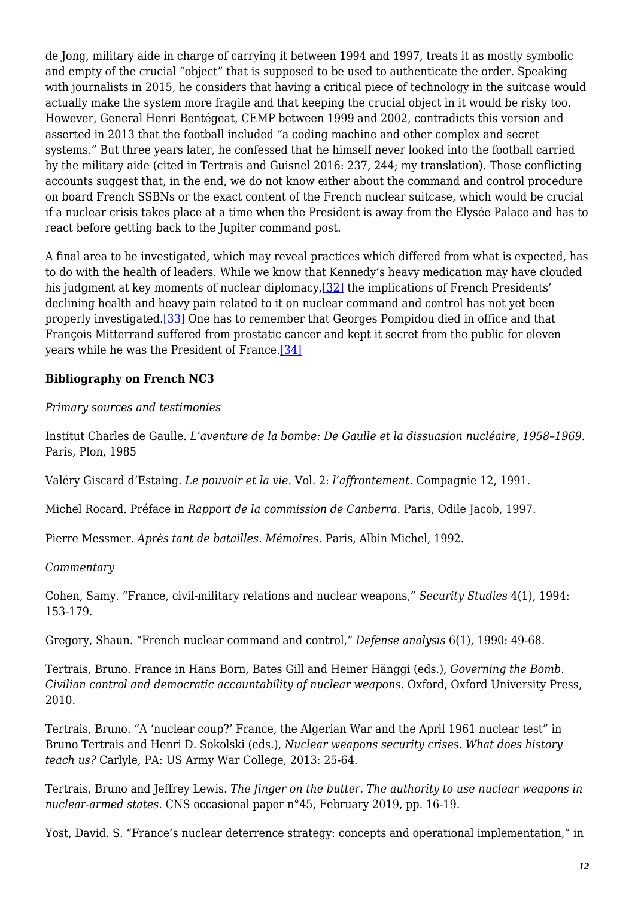de Jong, military aide in charge of carrying it between 1994 and 1997, treats it as mostly symbolic and empty of the crucial "object" that is supposed to be used to authenticate the order. Speaking with journalists in 2015, he considers that having a critical piece of technology in the suitcase would actually make the system more fragile and that keeping the crucial object in it would be risky too. However, General Henri Bentégeat, CEMP between 1999 and 2002, contradicts this version and asserted in 2013 that the football included "a coding machine and other complex and secret systems." But three years later, he confessed that he himself never looked into the football carried by the military aide (cited in Tertrais and Guisnel 2016: 237, 244; my translation). Those conflicting accounts suggest that, in the end, we do not know either about the command and control procedure on board French SSBNs or the exact content of the French nuclear suitcase, which would be crucial if a nuclear crisis takes place at a time when the President is away from the Elysée Palace and has to react before getting back to the Jupiter command post.

A final area to be investigated, which may reveal practices which differed from what is expected, has to do with the health of leaders. While we know that Kennedy's heavy medication may have clouded his judgment at key moments of nuclear diplomacy,[32] the implications of French Presidents' declining health and heavy pain related to it on nuclear command and control has not yet been properly investigated.[33] One has to remember that Georges Pompidou died in office and that François Mitterrand suffered from prostatic cancer and kept it secret from the public for eleven years while he was the President of France.[34]

**Bibliography on French NC3**

*Primary sources and testimonies*

Institut Charles de Gaulle. *L'aventure de la bombe: De Gaulle et la dissuasion nucléaire, 1958–1969*. Paris, Plon, 1985

Valéry Giscard d'Estaing. *Le pouvoir et la vie*. Vol. 2: *l'affrontement*. Compagnie 12, 1991.

Michel Rocard. Préface in *Rapport de la commission de Canberra*. Paris, Odile Jacob, 1997.

Pierre Messmer. *Après tant de batailles. Mémoires*. Paris, Albin Michel, 1992.

*Commentary*

Cohen, Samy. "France, civil-military relations and nuclear weapons," *Security Studies* 4(1), 1994: 153-179.

Gregory, Shaun. "French nuclear command and control," *Defense analysis* 6(1), 1990: 49-68.

Tertrais, Bruno. France in Hans Born, Bates Gill and Heiner Hänggi (eds.), *Governing the Bomb. Civilian control and democratic accountability of nuclear weapons*. Oxford, Oxford University Press, 2010.

Tertrais, Bruno. "A 'nuclear coup?' France, the Algerian War and the April 1961 nuclear test" in Bruno Tertrais and Henri D. Sokolski (eds.), *Nuclear weapons security crises. What does history teach us?* Carlyle, PA: US Army War College, 2013: 25-64.

Tertrais, Bruno and Jeffrey Lewis. *The finger on the butter. The authority to use nuclear weapons in nuclear-armed states.* CNS occasional paper n°45, February 2019, pp. 16-19.

Yost, David. S. "France's nuclear deterrence strategy: concepts and operational implementation," in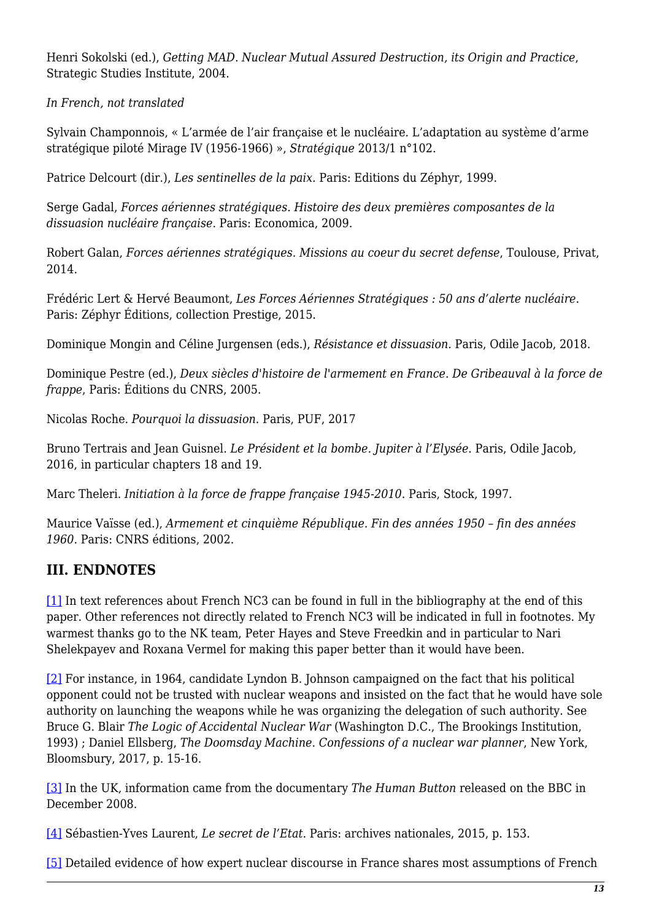Henri Sokolski (ed.), *Getting MAD. Nuclear Mutual Assured Destruction, its Origin and Practice*, Strategic Studies Institute, 2004.

*In French, not translated*

Sylvain Champonnois, « L'armée de l'air française et le nucléaire. L'adaptation au système d'arme stratégique piloté Mirage IV (1956-1966) », *Stratégique* 2013/1 n°102.

Patrice Delcourt (dir.), *Les sentinelles de la paix*. Paris: Editions du Zéphyr, 1999.

Serge Gadal, *Forces aériennes stratégiques. Histoire des deux premières composantes de la dissuasion nucléaire française*. Paris: Economica, 2009.

Robert Galan, *Forces aériennes stratégiques. Missions au coeur du secret defense*, Toulouse, Privat, 2014.

Frédéric Lert & Hervé Beaumont, *Les Forces Aériennes Stratégiques : 50 ans d'alerte nucléaire*. Paris: Zéphyr Éditions, collection Prestige, 2015.

Dominique Mongin and Céline Jurgensen (eds.), *Résistance et dissuasion.* Paris, Odile Jacob, 2018.

Dominique Pestre (ed.), *Deux siècles d'histoire de l'armement en France. De Gribeauval à la force de frappe*, Paris: Éditions du CNRS, 2005.

Nicolas Roche. *Pourquoi la dissuasion*. Paris, PUF, 2017

Bruno Tertrais and Jean Guisnel. *Le Président et la bombe. Jupiter à l'Elysée*. Paris, Odile Jacob, 2016, in particular chapters 18 and 19.

Marc Theleri. *Initiation à la force de frappe française 1945-2010*. Paris, Stock, 1997.

Maurice Vaïsse (ed.), *Armement et cinquième République. Fin des années 1950 – fin des années 1960*. Paris: CNRS éditions, 2002.

## III. ENDNOTES

[1] In text references about French NC3 can be found in full in the bibliography at the end of this paper. Other references not directly related to French NC3 will be indicated in full in footnotes. My warmest thanks go to the NK team, Peter Hayes and Steve Freedkin and in particular to Nari Shelekpayev and Roxana Vermel for making this paper better than it would have been.

[2] For instance, in 1964, candidate Lyndon B. Johnson campaigned on the fact that his political opponent could not be trusted with nuclear weapons and insisted on the fact that he would have sole authority on launching the weapons while he was organizing the delegation of such authority. See Bruce G. Blair *The Logic of Accidental Nuclear War* (Washington D.C., The Brookings Institution, 1993) ; Daniel Ellsberg, *The Doomsday Machine. Confessions of a nuclear war planner*, New York, Bloomsbury, 2017, p. 15-16.

[3] In the UK, information came from the documentary *The Human Button* released on the BBC in December 2008.

[4] Sébastien-Yves Laurent, *Le secret de l'Etat.* Paris: archives nationales, 2015, p. 153.

[5] Detailed evidence of how expert nuclear discourse in France shares most assumptions of French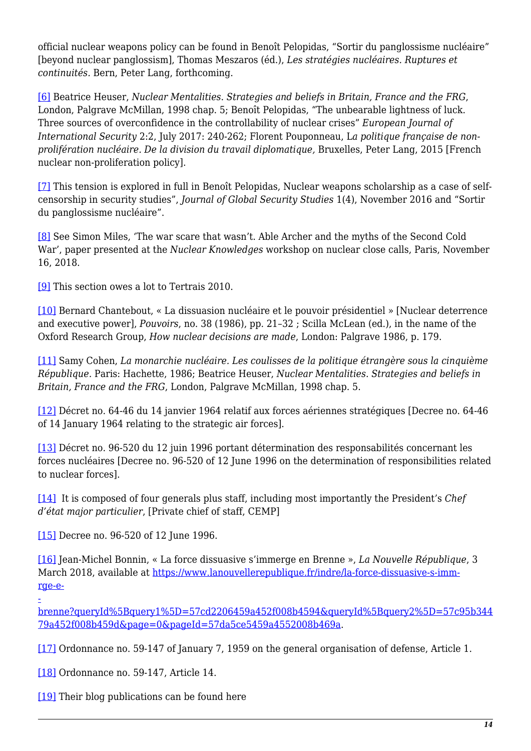official nuclear weapons policy can be found in Benoît Pelopidas, "Sortir du panglossisme nucléaire" [beyond nuclear panglossism], Thomas Meszaros (éd.), *Les stratégies nucléaires. Ruptures et continuités*. Bern, Peter Lang, forthcoming.

[6] Beatrice Heuser, *Nuclear Mentalities. Strategies and beliefs in Britain, France and the FRG*, London, Palgrave McMillan, 1998 chap. 5; Benoît Pelopidas, "The unbearable lightness of luck. Three sources of overconfidence in the controllability of nuclear crises" *European Journal of International Security* 2:2, July 2017: 240-262; Florent Pouponneau, L*a politique française de non-prolifération nucléaire. De la division du travail diplomatique,* Bruxelles, Peter Lang, 2015 [French nuclear non-proliferation policy].

[7] This tension is explored in full in Benoît Pelopidas, Nuclear weapons scholarship as a case of self-censorship in security studies", *Journal of Global Security Studies* 1(4), November 2016 and "Sortir du panglossisme nucléaire".

[8] See Simon Miles, 'The war scare that wasn't. Able Archer and the myths of the Second Cold War', paper presented at the *Nuclear Knowledges* workshop on nuclear close calls, Paris, November 16, 2018.

[9] This section owes a lot to Tertrais 2010.

[10] Bernard Chantebout, « La dissuasion nucléaire et le pouvoir présidentiel » [Nuclear deterrence and executive power], *Pouvoirs*, no. 38 (1986), pp. 21–32 ; Scilla McLean (ed.), in the name of the Oxford Research Group, *How nuclear decisions are made*, London: Palgrave 1986, p. 179.

[11] Samy Cohen, *La monarchie nucléaire. Les coulisses de la politique étrangère sous la cinquième République.* Paris: Hachette, 1986; Beatrice Heuser, *Nuclear Mentalities. Strategies and beliefs in Britain, France and the FRG*, London, Palgrave McMillan, 1998 chap. 5.

[12] Décret no. 64-46 du 14 janvier 1964 relatif aux forces aériennes stratégiques [Decree no. 64-46 of 14 January 1964 relating to the strategic air forces].

[13] Décret no. 96-520 du 12 juin 1996 portant détermination des responsabilités concernant les forces nucléaires [Decree no. 96-520 of 12 June 1996 on the determination of responsibilities related to nuclear forces].

[14] It is composed of four generals plus staff, including most importantly the President's *Chef d'état major particulier*, [Private chief of staff, CEMP]

[15] Decree no. 96-520 of 12 June 1996.

[16] Jean-Michel Bonnin, « La force dissuasive s'immerge en Brenne », *La Nouvelle République*, 3 March 2018, available at https://www.lanouvellerepublique.fr/indre/la-force-dissuasive-s-imm-rge-e--brenne?queryId%5Bquery1%5D=57cd2206459a452f008b4594&queryId%5Bquery2%5D=57c95b34479a452f008b459d&page=0&pageId=57da5ce5459a4552008b469a.

[17] Ordonnance no. 59-147 of January 7, 1959 on the general organisation of defense, Article 1.

[18] Ordonnance no. 59-147, Article 14.

[19] Their blog publications can be found here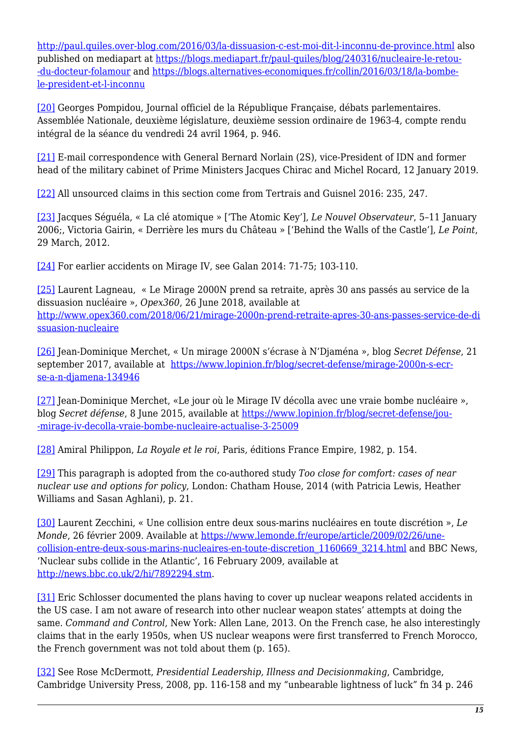http://paul.quiles.over-blog.com/2016/03/la-dissuasion-c-est-moi-dit-l-inconnu-de-province.html also published on mediapart at https://blogs.mediapart.fr/paul-quiles/blog/240316/nucleaire-le-retou--du-docteur-folamour and https://blogs.alternatives-economiques.fr/collin/2016/03/18/la-bombe-le-president-et-l-inconnu

[20] Georges Pompidou, Journal officiel de la République Française, débats parlementaires. Assemblée Nationale, deuxième législature, deuxième session ordinaire de 1963-4, compte rendu intégral de la séance du vendredi 24 avril 1964, p. 946.

[21] E-mail correspondence with General Bernard Norlain (2S), vice-President of IDN and former head of the military cabinet of Prime Ministers Jacques Chirac and Michel Rocard, 12 January 2019.

[22] All unsourced claims in this section come from Tertrais and Guisnel 2016: 235, 247.

[23] Jacques Séguéla, « La clé atomique » ['The Atomic Key'], *Le Nouvel Observateur*, 5–11 January 2006;, Victoria Gairin, « Derrière les murs du Château » ['Behind the Walls of the Castle'], *Le Point*, 29 March, 2012.

[24] For earlier accidents on Mirage IV, see Galan 2014: 71-75; 103-110.

[25] Laurent Lagneau, « Le Mirage 2000N prend sa retraite, après 30 ans passés au service de la dissuasion nucléaire », *Opex360*, 26 June 2018, available at http://www.opex360.com/2018/06/21/mirage-2000n-prend-retraite-apres-30-ans-passes-service-de-dissuasion-nucleaire

[26] Jean-Dominique Merchet, « Un mirage 2000N s'écrase à N'Djaména », blog *Secret Défense*, 21 september 2017, available at https://www.lopinion.fr/blog/secret-defense/mirage-2000n-s-ecr-se-a-n-djamena-134946

[27] Jean-Dominique Merchet, «Le jour où le Mirage IV décolla avec une vraie bombe nucléaire », blog *Secret défense*, 8 June 2015, available at https://www.lopinion.fr/blog/secret-defense/jou--mirage-iv-decolla-vraie-bombe-nucleaire-actualise-3-25009

[28] Amiral Philippon, *La Royale et le roi*, Paris, éditions France Empire, 1982, p. 154.

[29] This paragraph is adopted from the co-authored study *Too close for comfort: cases of near nuclear use and options for policy*, London: Chatham House, 2014 (with Patricia Lewis, Heather Williams and Sasan Aghlani), p. 21.

[30] Laurent Zecchini, « Une collision entre deux sous-marins nucléaires en toute discrétion », *Le Monde*, 26 février 2009. Available at https://www.lemonde.fr/europe/article/2009/02/26/une-collision-entre-deux-sous-marins-nucleaires-en-toute-discretion_1160669_3214.html and BBC News, 'Nuclear subs collide in the Atlantic', 16 February 2009, available at http://news.bbc.co.uk/2/hi/7892294.stm.

[31] Eric Schlosser documented the plans having to cover up nuclear weapons related accidents in the US case. I am not aware of research into other nuclear weapon states' attempts at doing the same. *Command and Control*, New York: Allen Lane, 2013. On the French case, he also interestingly claims that in the early 1950s, when US nuclear weapons were first transferred to French Morocco, the French government was not told about them (p. 165).

[32] See Rose McDermott, *Presidential Leadership, Illness and Decisionmaking*, Cambridge, Cambridge University Press, 2008, pp. 116-158 and my "unbearable lightness of luck" fn 34 p. 246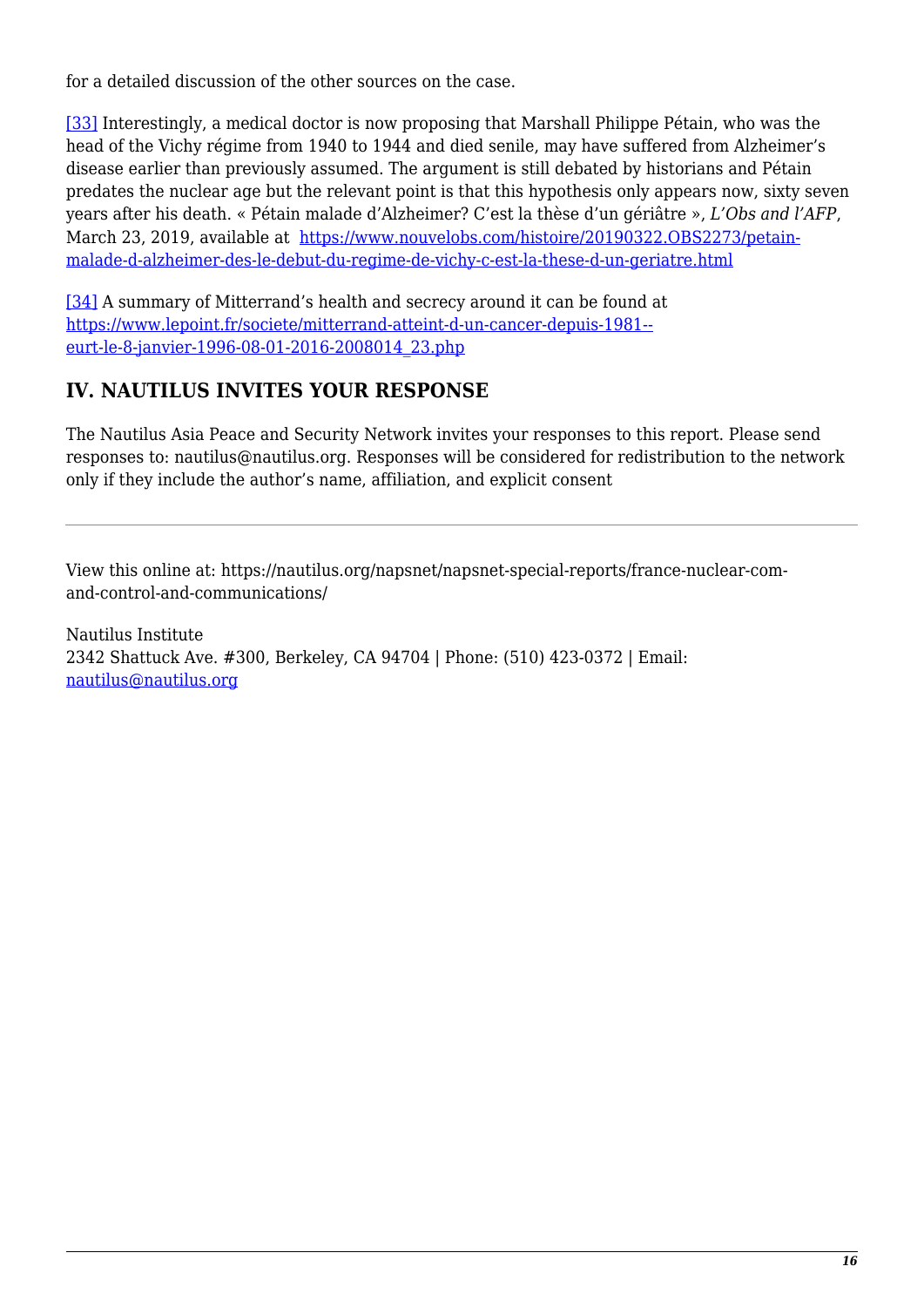for a detailed discussion of the other sources on the case.

[33] Interestingly, a medical doctor is now proposing that Marshall Philippe Pétain, who was the head of the Vichy régime from 1940 to 1944 and died senile, may have suffered from Alzheimer's disease earlier than previously assumed. The argument is still debated by historians and Pétain predates the nuclear age but the relevant point is that this hypothesis only appears now, sixty seven years after his death. « Pétain malade d'Alzheimer? C'est la thèse d'un gériâtre », *L'Obs and l'AFP*, March 23, 2019, available at https://www.nouvelobs.com/histoire/20190322.OBS2273/petain-malade-d-alzheimer-des-le-debut-du-regime-de-vichy-c-est-la-these-d-un-geriatre.html

[34] A summary of Mitterrand's health and secrecy around it can be found at https://www.lepoint.fr/societe/mitterrand-atteint-d-un-cancer-depuis-1981--eurt-le-8-janvier-1996-08-01-2016-2008014_23.php

## IV. NAUTILUS INVITES YOUR RESPONSE

The Nautilus Asia Peace and Security Network invites your responses to this report. Please send responses to: nautilus@nautilus.org. Responses will be considered for redistribution to the network only if they include the author's name, affiliation, and explicit consent

---

View this online at: https://nautilus.org/napsnet/napsnet-special-reports/france-nuclear-com-and-control-and-communications/

Nautilus Institute
2342 Shattuck Ave. #300, Berkeley, CA 94704 | Phone: (510) 423-0372 | Email: nautilus@nautilus.org